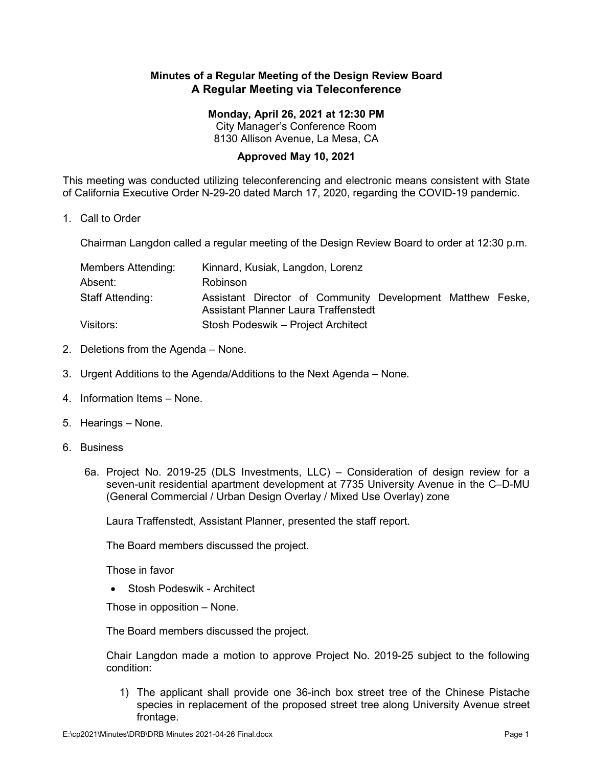# Minutes of a Regular Meeting of the Design Review Board

## A Regular Meeting via Teleconference

**Monday, April 26, 2021 at 12:30 PM**
City Manager's Conference Room
8130 Allison Avenue, La Mesa, CA

**Approved May 10, 2021**

This meeting was conducted utilizing teleconferencing and electronic means consistent with State of California Executive Order N-29-20 dated March 17, 2020, regarding the COVID-19 pandemic.

1. Call to Order

   Chairman Langdon called a regular meeting of the Design Review Board to order at 12:30 p.m.

   | | |
   |---|---|
   | Members Attending: | Kinnard, Kusiak, Langdon, Lorenz |
   | Absent: | Robinson |
   | Staff Attending: | Assistant Director of Community Development Matthew Feske, Assistant Planner Laura Traffenstedt |
   | Visitors: | Stosh Podeswik – Project Architect |

2. Deletions from the Agenda – None.

3. Urgent Additions to the Agenda/Additions to the Next Agenda – None.

4. Information Items – None.

5. Hearings – None.

6. Business

   6a. Project No. 2019-25 (DLS Investments, LLC) – Consideration of design review for a seven-unit residential apartment development at 7735 University Avenue in the C–D-MU (General Commercial / Urban Design Overlay / Mixed Use Overlay) zone

   Laura Traffenstedt, Assistant Planner, presented the staff report.

   The Board members discussed the project.

   Those in favor

   - Stosh Podeswik - Architect

   Those in opposition – None.

   The Board members discussed the project.

   Chair Langdon made a motion to approve Project No. 2019-25 subject to the following condition:

   1) The applicant shall provide one 36-inch box street tree of the Chinese Pistache species in replacement of the proposed street tree along University Avenue street frontage.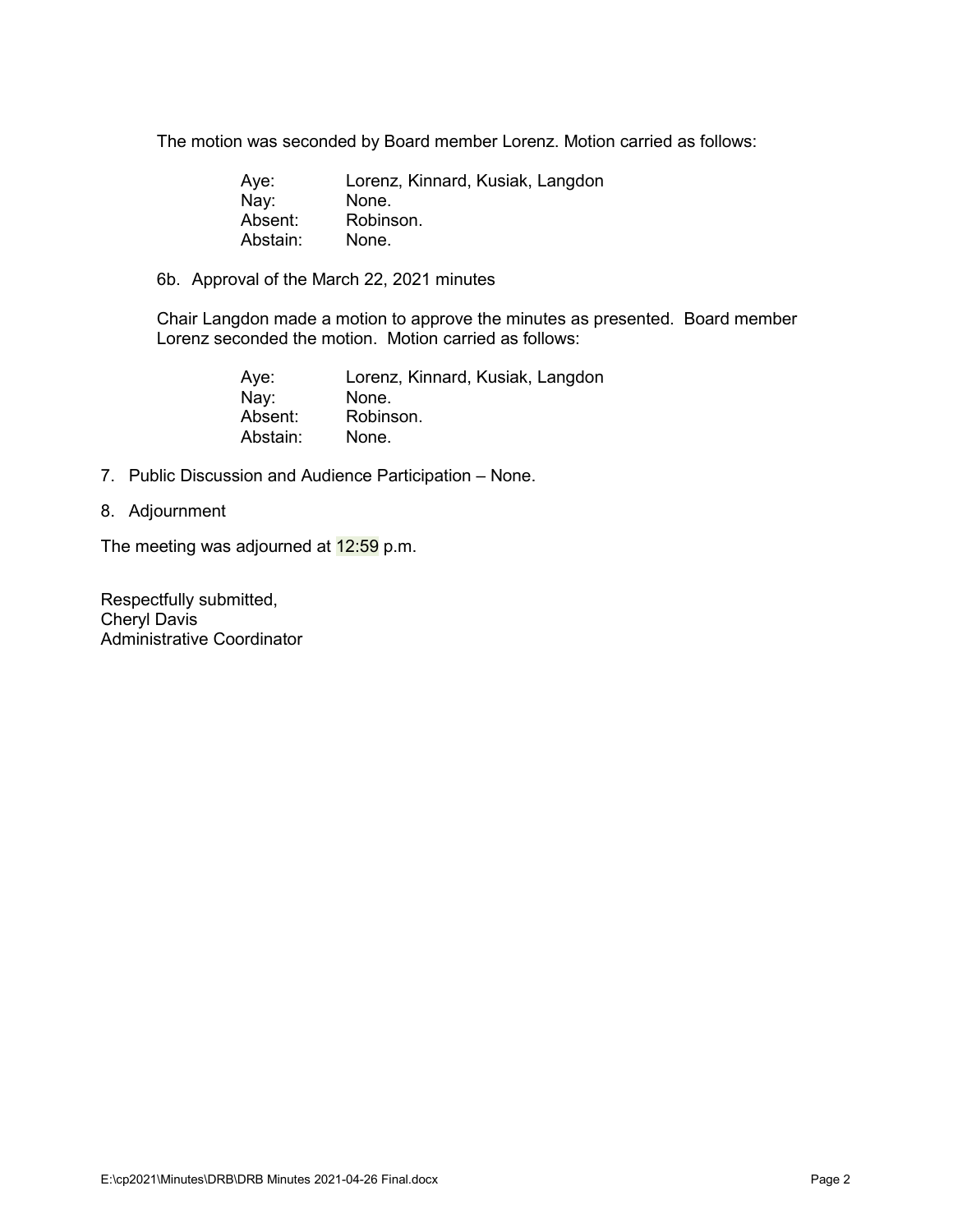The motion was seconded by Board member Lorenz. Motion carried as follows:

| | |
|---|---|
| Aye: | Lorenz, Kinnard, Kusiak, Langdon |
| Nay: | None. |
| Absent: | Robinson. |
| Abstain: | None. |

6b. Approval of the March 22, 2021 minutes

Chair Langdon made a motion to approve the minutes as presented. Board member Lorenz seconded the motion. Motion carried as follows:

| | |
|---|---|
| Aye: | Lorenz, Kinnard, Kusiak, Langdon |
| Nay: | None. |
| Absent: | Robinson. |
| Abstain: | None. |

7. Public Discussion and Audience Participation – None.

8. Adjournment

The meeting was adjourned at 12:59 p.m.

Respectfully submitted,
Cheryl Davis
Administrative Coordinator

E:\cp2021\Minutes\DRB\DRB Minutes 2021-04-26 Final.docx